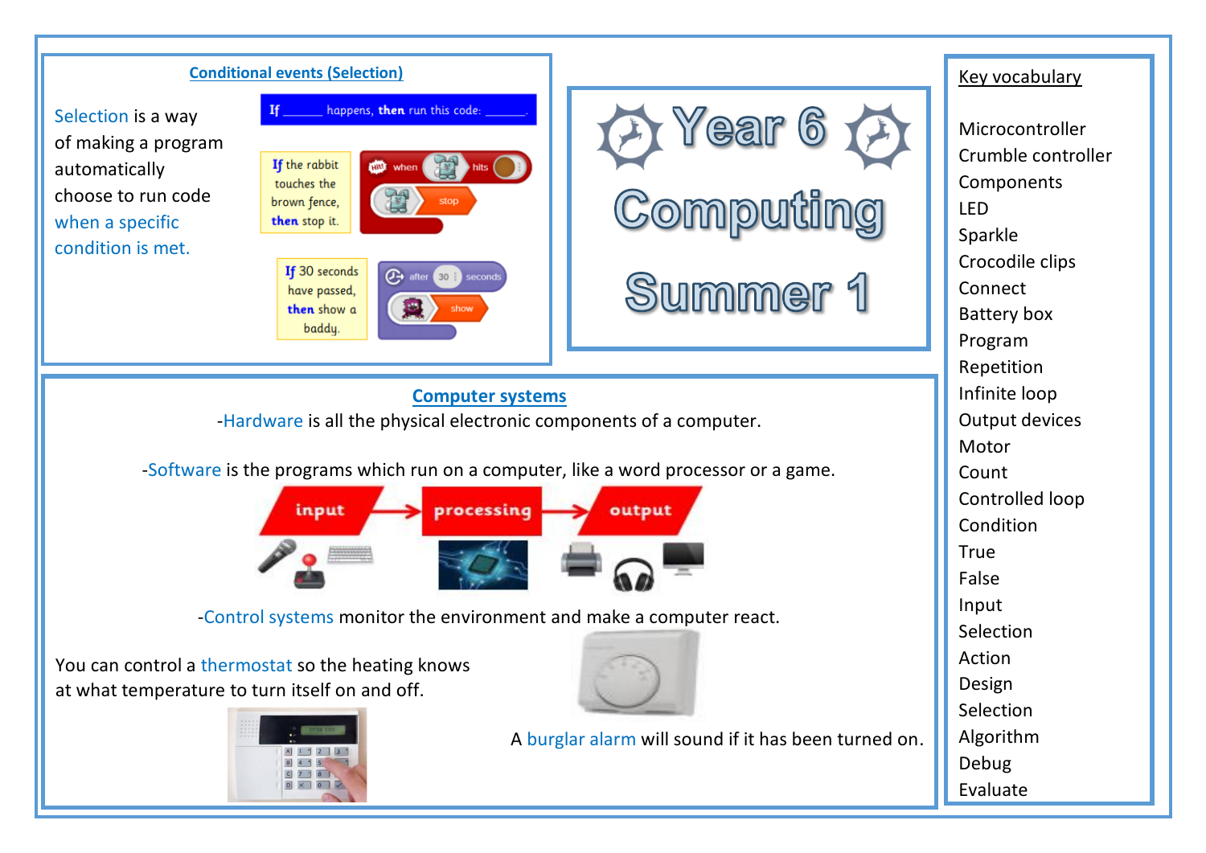# Year 6 Computing Summer 1

## Conditional events (Selection)

Selection is a way of making a program automatically choose to run code when a specific condition is met.

If ______ happens, then run this code: ______.

If the rabbit touches the brown fence, then stop it.

If 30 seconds have passed, then show a baddy.

## Computer systems

-Hardware is all the physical electronic components of a computer.

-Software is the programs which run on a computer, like a word processor or a game.

input → processing → output

-Control systems monitor the environment and make a computer react.

You can control a thermostat so the heating knows at what temperature to turn itself on and off.

A burglar alarm will sound if it has been turned on.

## Key vocabulary

- Microcontroller
- Crumble controller
- Components
- LED
- Sparkle
- Crocodile clips
- Connect
- Battery box
- Program
- Repetition
- Infinite loop
- Output devices
- Motor
- Count
- Controlled loop
- Condition
- True
- False
- Input
- Selection
- Action
- Design
- Selection
- Algorithm
- Debug
- Evaluate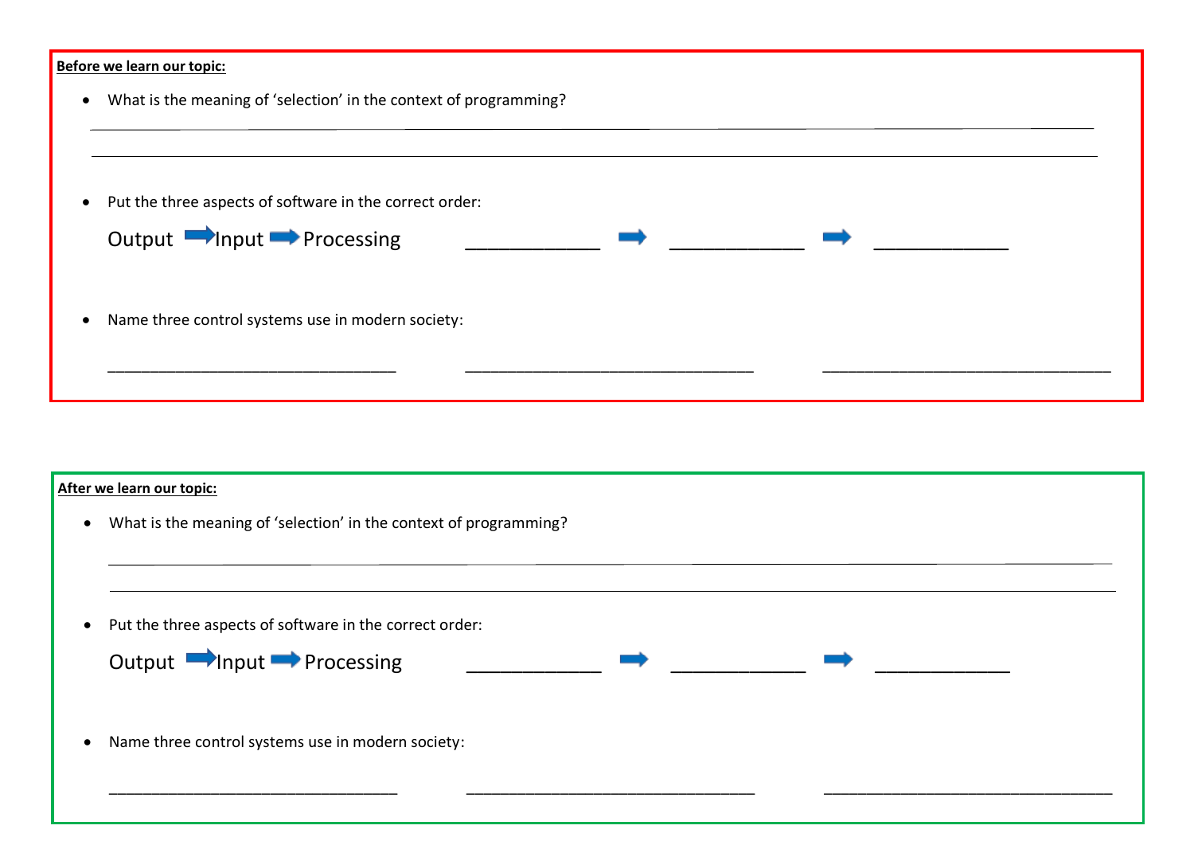**Before we learn our topic:**

- What is the meaning of 'selection' in the context of programming?

______________________________________________________________________________________________

______________________________________________________________________________________________

- Put the three aspects of software in the correct order:

Output ➡ Input ➡ Processing    ____________ ➡ ____________ ➡ ____________

- Name three control systems use in modern society:

______________________________    ______________________________    ______________________________

**After we learn our topic:**

- What is the meaning of 'selection' in the context of programming?

______________________________________________________________________________________________

______________________________________________________________________________________________

- Put the three aspects of software in the correct order:

Output ➡ Input ➡ Processing    ____________ ➡ ____________ ➡ ____________

- Name three control systems use in modern society:

______________________________    ______________________________    ______________________________